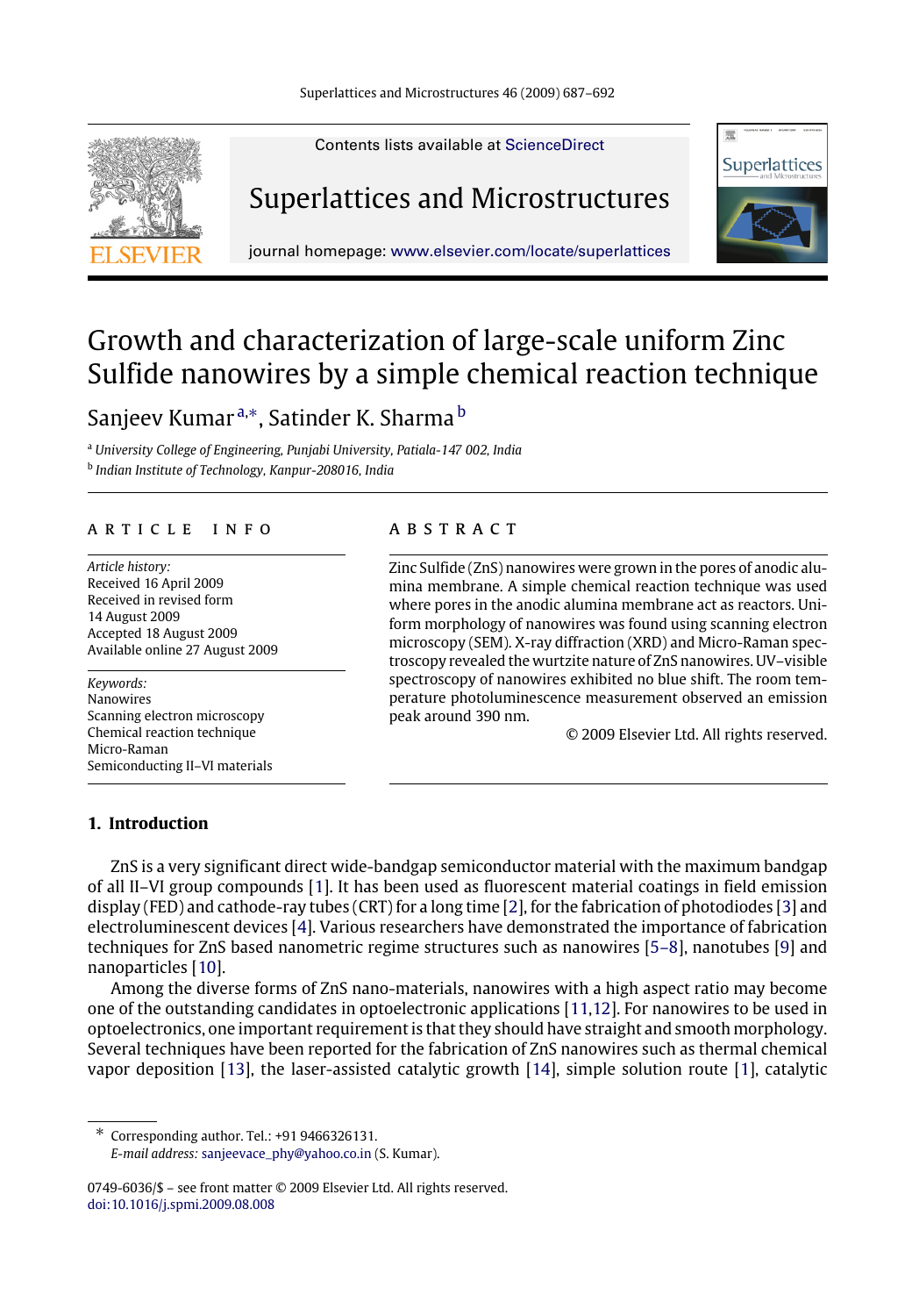Contents lists available at ScienceDirect

# Superlattices and Microstructures

journal homepage: www.elsevier.com/locate/superlattices

# Growth and characterization of large-scale uniform Zinc Sulfide nanowires by a simple chemical reaction technique

Sanjeev Kumar [a,*], Satinder K. Sharma [b]

[a] *University College of Engineering, Punjabi University, Patiala-147 002, India*

[b] *Indian Institute of Technology, Kanpur-208016, India*

## ARTICLE INFO

*Article history:*
Received 16 April 2009
Received in revised form
14 August 2009
Accepted 18 August 2009
Available online 27 August 2009

*Keywords:*
Nanowires
Scanning electron microscopy
Chemical reaction technique
Micro-Raman
Semiconducting II–VI materials

## ABSTRACT

Zinc Sulfide (ZnS) nanowires were grown in the pores of anodic alumina membrane. A simple chemical reaction technique was used where pores in the anodic alumina membrane act as reactors. Uniform morphology of nanowires was found using scanning electron microscopy (SEM). X-ray diffraction (XRD) and Micro-Raman spectroscopy revealed the wurtzite nature of ZnS nanowires. UV–visible spectroscopy of nanowires exhibited no blue shift. The room temperature photoluminescence measurement observed an emission peak around 390 nm.

© 2009 Elsevier Ltd. All rights reserved.

## 1. Introduction

ZnS is a very significant direct wide-bandgap semiconductor material with the maximum bandgap of all II–VI group compounds [1]. It has been used as fluorescent material coatings in field emission display (FED) and cathode-ray tubes (CRT) for a long time [2], for the fabrication of photodiodes [3] and electroluminescent devices [4]. Various researchers have demonstrated the importance of fabrication techniques for ZnS based nanometric regime structures such as nanowires [5–8], nanotubes [9] and nanoparticles [10].

Among the diverse forms of ZnS nano-materials, nanowires with a high aspect ratio may become one of the outstanding candidates in optoelectronic applications [11,12]. For nanowires to be used in optoelectronics, one important requirement is that they should have straight and smooth morphology. Several techniques have been reported for the fabrication of ZnS nanowires such as thermal chemical vapor deposition [13], the laser-assisted catalytic growth [14], simple solution route [1], catalytic

* Corresponding author. Tel.: +91 9466326131.
*E-mail address:* sanjeevace_phy@yahoo.co.in (S. Kumar).

0749-6036/$ – see front matter © 2009 Elsevier Ltd. All rights reserved.
doi:10.1016/j.spmi.2009.08.008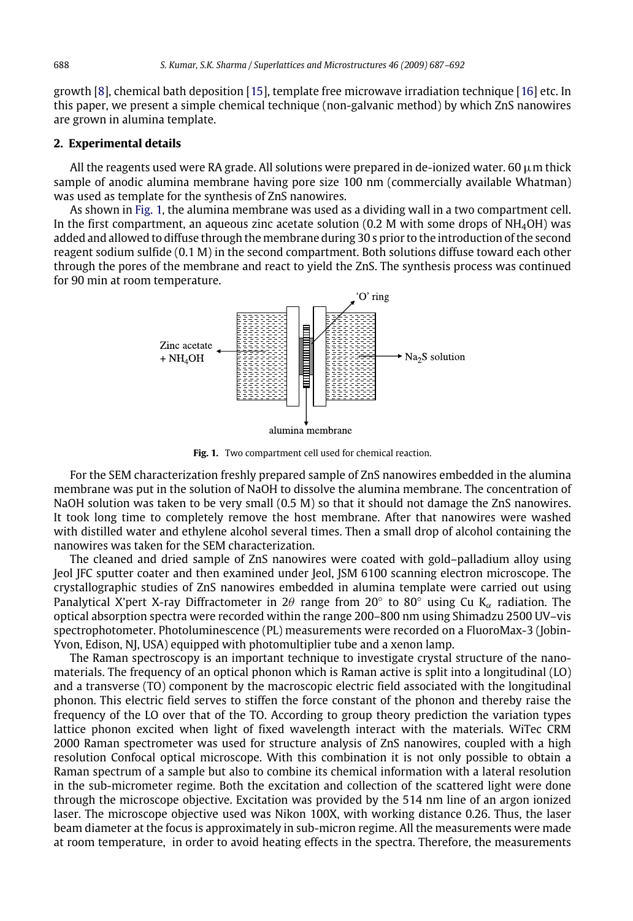growth [8], chemical bath deposition [15], template free microwave irradiation technique [16] etc. In this paper, we present a simple chemical technique (non-galvanic method) by which ZnS nanowires are grown in alumina template.

## 2. Experimental details

All the reagents used were RA grade. All solutions were prepared in de-ionized water. 60 μm thick sample of anodic alumina membrane having pore size 100 nm (commercially available Whatman) was used as template for the synthesis of ZnS nanowires.

As shown in Fig. 1, the alumina membrane was used as a dividing wall in a two compartment cell. In the first compartment, an aqueous zinc acetate solution (0.2 M with some drops of $NH_4OH$) was added and allowed to diffuse through the membrane during 30 s prior to the introduction of the second reagent sodium sulfide (0.1 M) in the second compartment. Both solutions diffuse toward each other through the pores of the membrane and react to yield the ZnS. The synthesis process was continued for 90 min at room temperature.

'O' ring

Zinc acetate + $NH_4OH$

$Na_2S$ solution

alumina membrane

**Fig. 1.** Two compartment cell used for chemical reaction.

For the SEM characterization freshly prepared sample of ZnS nanowires embedded in the alumina membrane was put in the solution of NaOH to dissolve the alumina membrane. The concentration of NaOH solution was taken to be very small (0.5 M) so that it should not damage the ZnS nanowires. It took long time to completely remove the host membrane. After that nanowires were washed with distilled water and ethylene alcohol several times. Then a small drop of alcohol containing the nanowires was taken for the SEM characterization.

The cleaned and dried sample of ZnS nanowires were coated with gold–palladium alloy using Jeol JFC sputter coater and then examined under Jeol, JSM 6100 scanning electron microscope. The crystallographic studies of ZnS nanowires embedded in alumina template were carried out using Panalytical X'pert X-ray Diffractometer in $2\theta$ range from 20° to 80° using Cu $K_\alpha$ radiation. The optical absorption spectra were recorded within the range 200–800 nm using Shimadzu 2500 UV–vis spectrophotometer. Photoluminescence (PL) measurements were recorded on a FluoroMax-3 (Jobin-Yvon, Edison, NJ, USA) equipped with photomultiplier tube and a xenon lamp.

The Raman spectroscopy is an important technique to investigate crystal structure of the nano-materials. The frequency of an optical phonon which is Raman active is split into a longitudinal (LO) and a transverse (TO) component by the macroscopic electric field associated with the longitudinal phonon. This electric field serves to stiffen the force constant of the phonon and thereby raise the frequency of the LO over that of the TO. According to group theory prediction the variation types lattice phonon excited when light of fixed wavelength interact with the materials. WiTec CRM 2000 Raman spectrometer was used for structure analysis of ZnS nanowires, coupled with a high resolution Confocal optical microscope. With this combination it is not only possible to obtain a Raman spectrum of a sample but also to combine its chemical information with a lateral resolution in the sub-micrometer regime. Both the excitation and collection of the scattered light were done through the microscope objective. Excitation was provided by the 514 nm line of an argon ionized laser. The microscope objective used was Nikon 100X, with working distance 0.26. Thus, the laser beam diameter at the focus is approximately in sub-micron regime. All the measurements were made at room temperature, in order to avoid heating effects in the spectra. Therefore, the measurements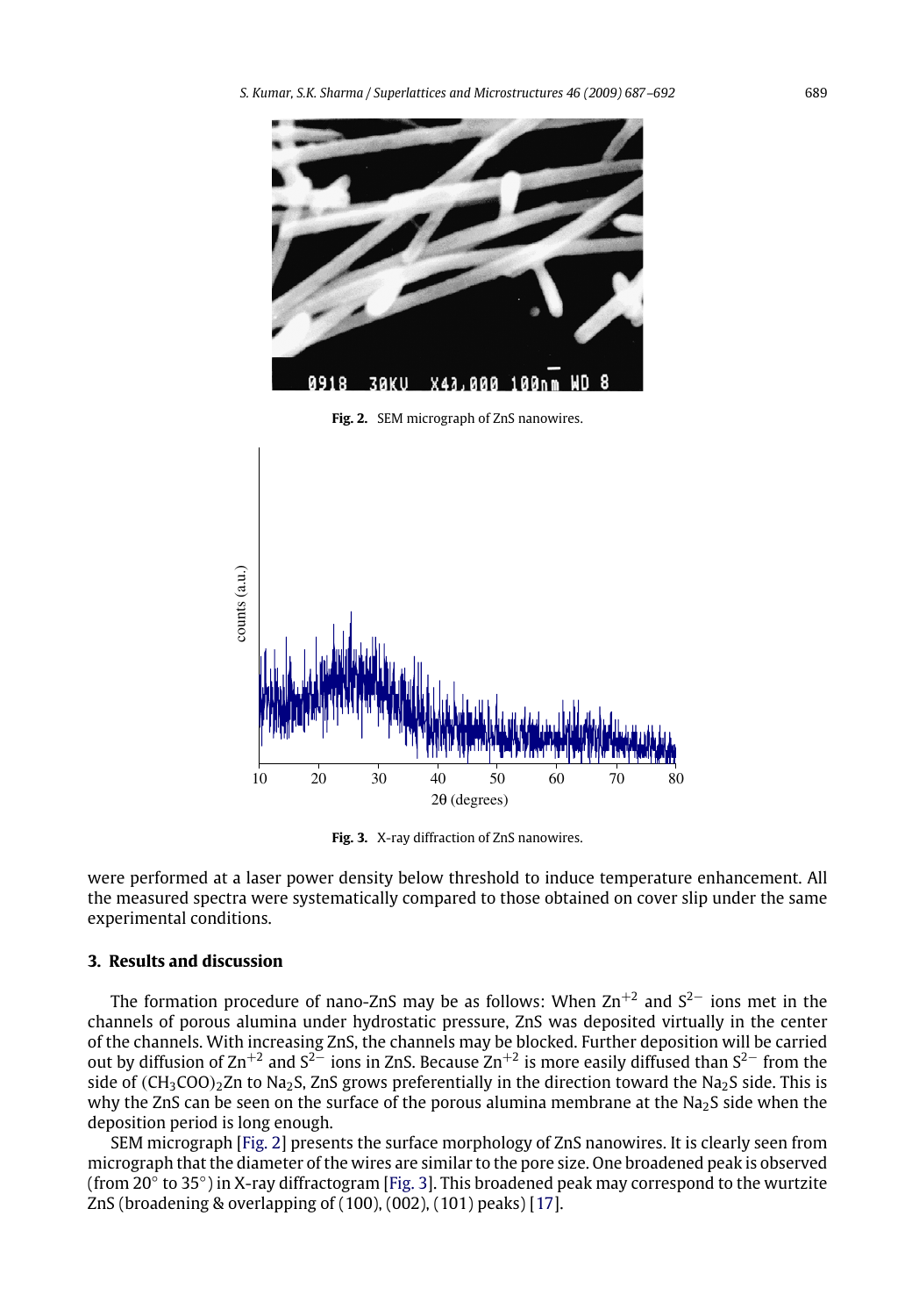Fig. 2. SEM micrograph of ZnS nanowires.

Fig. 3. X-ray diffraction of ZnS nanowires.

were performed at a laser power density below threshold to induce temperature enhancement. All the measured spectra were systematically compared to those obtained on cover slip under the same experimental conditions.

## 3. Results and discussion

The formation procedure of nano-ZnS may be as follows: When $Zn^{+2}$ and $S^{2-}$ ions met in the channels of porous alumina under hydrostatic pressure, ZnS was deposited virtually in the center of the channels. With increasing ZnS, the channels may be blocked. Further deposition will be carried out by diffusion of $Zn^{+2}$ and $S^{2-}$ ions in ZnS. Because $Zn^{+2}$ is more easily diffused than $S^{2-}$ from the side of $(CH_3COO)_2Zn$ to $Na_2S$, ZnS grows preferentially in the direction toward the $Na_2S$ side. This is why the ZnS can be seen on the surface of the porous alumina membrane at the $Na_2S$ side when the deposition period is long enough.

SEM micrograph [Fig. 2] presents the surface morphology of ZnS nanowires. It is clearly seen from micrograph that the diameter of the wires are similar to the pore size. One broadened peak is observed (from 20° to 35°) in X-ray diffractogram [Fig. 3]. This broadened peak may correspond to the wurtzite ZnS (broadening & overlapping of (100), (002), (101) peaks) [17].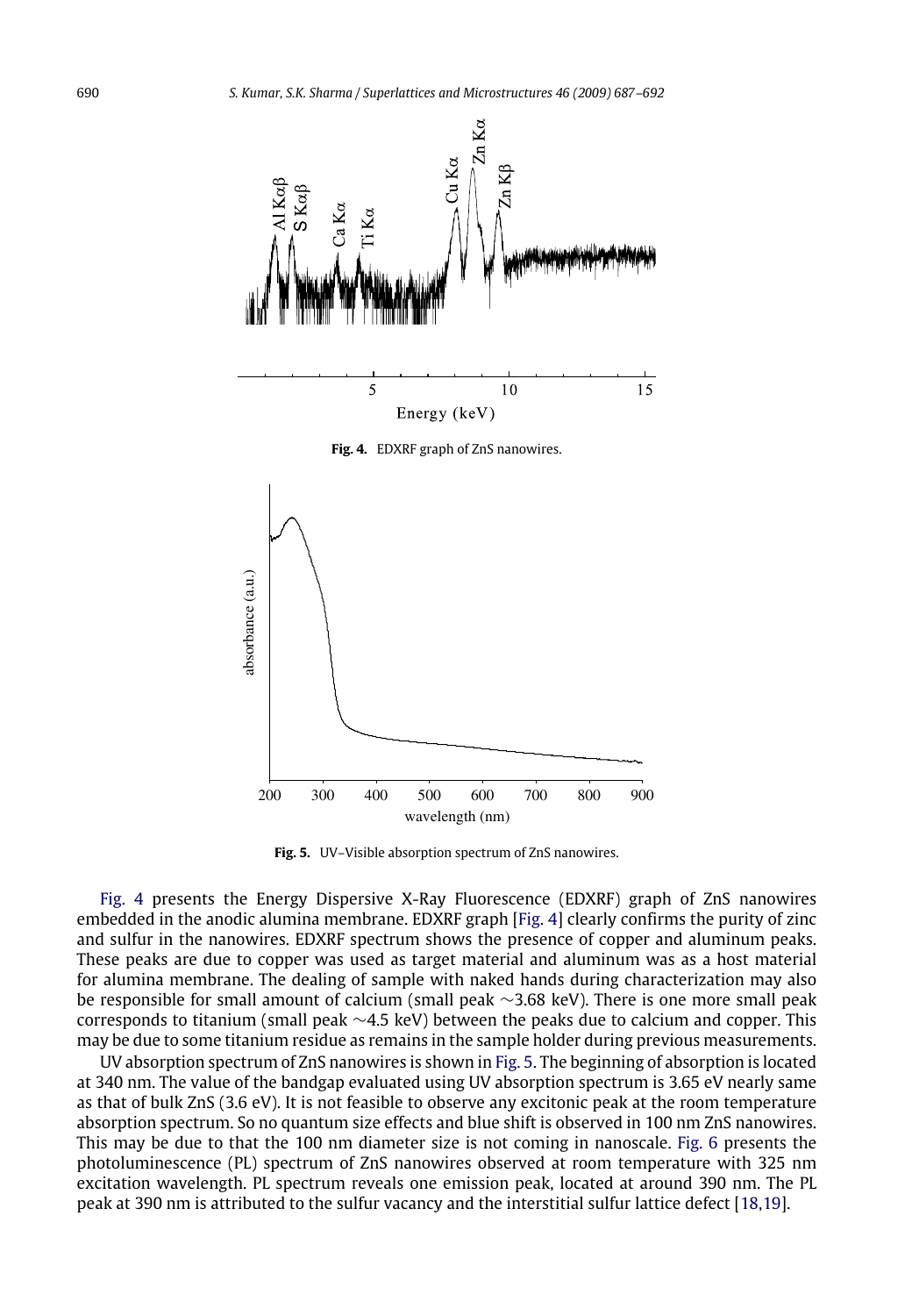Al Kαβ

S Kαβ

Ca Kα

Ti Kα

Cu Kα

Zn Kα

Zn Kβ

5

10

15

Energy (keV)

**Fig. 4.** EDXRF graph of ZnS nanowires.

absorbance (a.u.)

200 300 400 500 600 700 800 900

wavelength (nm)

**Fig. 5.** UV–Visible absorption spectrum of ZnS nanowires.

Fig. 4 presents the Energy Dispersive X-Ray Fluorescence (EDXRF) graph of ZnS nanowires embedded in the anodic alumina membrane. EDXRF graph [Fig. 4] clearly confirms the purity of zinc and sulfur in the nanowires. EDXRF spectrum shows the presence of copper and aluminum peaks. These peaks are due to copper was used as target material and aluminum was as a host material for alumina membrane. The dealing of sample with naked hands during characterization may also be responsible for small amount of calcium (small peak ∼3.68 keV). There is one more small peak corresponds to titanium (small peak ∼4.5 keV) between the peaks due to calcium and copper. This may be due to some titanium residue as remains in the sample holder during previous measurements.

UV absorption spectrum of ZnS nanowires is shown in Fig. 5. The beginning of absorption is located at 340 nm. The value of the bandgap evaluated using UV absorption spectrum is 3.65 eV nearly same as that of bulk ZnS (3.6 eV). It is not feasible to observe any excitonic peak at the room temperature absorption spectrum. So no quantum size effects and blue shift is observed in 100 nm ZnS nanowires. This may be due to that the 100 nm diameter size is not coming in nanoscale. Fig. 6 presents the photoluminescence (PL) spectrum of ZnS nanowires observed at room temperature with 325 nm excitation wavelength. PL spectrum reveals one emission peak, located at around 390 nm. The PL peak at 390 nm is attributed to the sulfur vacancy and the interstitial sulfur lattice defect [18,19].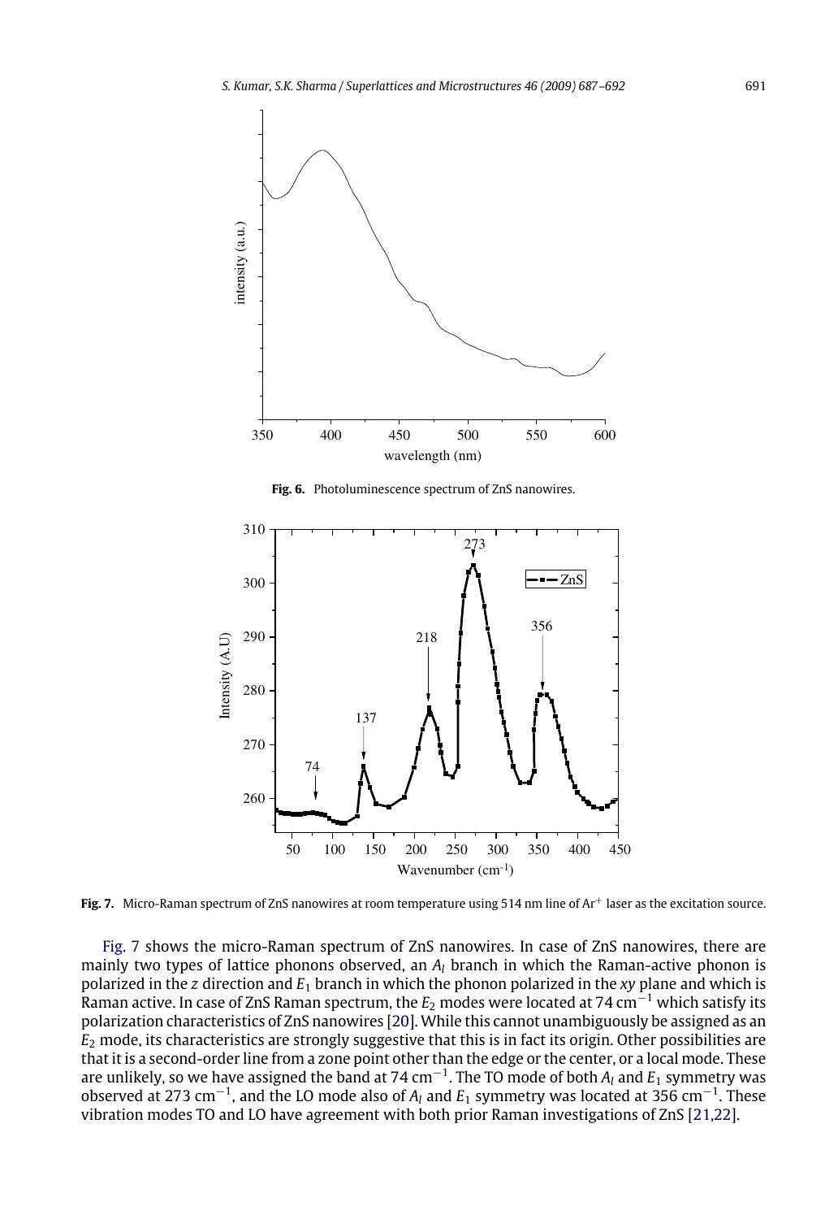intensity (a.u.)

350 400 450 500 550 600

wavelength (nm)

**Fig. 6.** Photoluminescence spectrum of ZnS nanowires.

Intensity (A.U)

310 300 290 280 270 260

50 100 150 200 250 300 350 400 450

Wavenumber (cm-1)

273 218 356 137 74

ZnS

**Fig. 7.** Micro-Raman spectrum of ZnS nanowires at room temperature using 514 nm line of $Ar^+$ laser as the excitation source.

Fig. 7 shows the micro-Raman spectrum of ZnS nanowires. In case of ZnS nanowires, there are mainly two types of lattice phonons observed, an $A_l$ branch in which the Raman-active phonon is polarized in the *z* direction and $E_1$ branch in which the phonon polarized in the *xy* plane and which is Raman active. In case of ZnS Raman spectrum, the $E_2$ modes were located at 74 $cm^{-1}$ which satisfy its polarization characteristics of ZnS nanowires [20]. While this cannot unambiguously be assigned as an $E_2$ mode, its characteristics are strongly suggestive that this is in fact its origin. Other possibilities are that it is a second-order line from a zone point other than the edge or the center, or a local mode. These are unlikely, so we have assigned the band at 74 $cm^{-1}$. The TO mode of both $A_l$ and $E_1$ symmetry was observed at 273 $cm^{-1}$, and the LO mode also of $A_l$ and $E_1$ symmetry was located at 356 $cm^{-1}$. These vibration modes TO and LO have agreement with both prior Raman investigations of ZnS [21,22].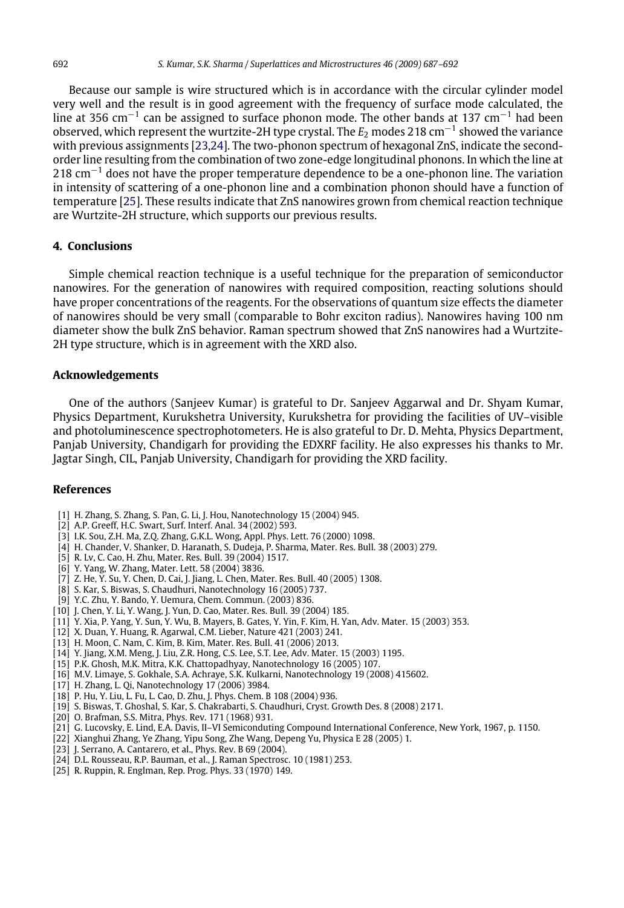Because our sample is wire structured which is in accordance with the circular cylinder model very well and the result is in good agreement with the frequency of surface mode calculated, the line at 356 $cm^{-1}$ can be assigned to surface phonon mode. The other bands at 137 $cm^{-1}$ had been observed, which represent the wurtzite-2H type crystal. The $E_2$ modes 218 $cm^{-1}$ showed the variance with previous assignments [23,24]. The two-phonon spectrum of hexagonal ZnS, indicate the second-order line resulting from the combination of two zone-edge longitudinal phonons. In which the line at 218 $cm^{-1}$ does not have the proper temperature dependence to be a one-phonon line. The variation in intensity of scattering of a one-phonon line and a combination phonon should have a function of temperature [25]. These results indicate that ZnS nanowires grown from chemical reaction technique are Wurtzite-2H structure, which supports our previous results.

## 4. Conclusions

Simple chemical reaction technique is a useful technique for the preparation of semiconductor nanowires. For the generation of nanowires with required composition, reacting solutions should have proper concentrations of the reagents. For the observations of quantum size effects the diameter of nanowires should be very small (comparable to Bohr exciton radius). Nanowires having 100 nm diameter show the bulk ZnS behavior. Raman spectrum showed that ZnS nanowires had a Wurtzite-2H type structure, which is in agreement with the XRD also.

## Acknowledgements

One of the authors (Sanjeev Kumar) is grateful to Dr. Sanjeev Aggarwal and Dr. Shyam Kumar, Physics Department, Kurukshetra University, Kurukshetra for providing the facilities of UV–visible and photoluminescence spectrophotometers. He is also grateful to Dr. D. Mehta, Physics Department, Panjab University, Chandigarh for providing the EDXRF facility. He also expresses his thanks to Mr. Jagtar Singh, CIL, Panjab University, Chandigarh for providing the XRD facility.

## References

[1] H. Zhang, S. Zhang, S. Pan, G. Li, J. Hou, Nanotechnology 15 (2004) 945.
[2] A.P. Greeff, H.C. Swart, Surf. Interf. Anal. 34 (2002) 593.
[3] I.K. Sou, Z.H. Ma, Z.Q. Zhang, G.K.L. Wong, Appl. Phys. Lett. 76 (2000) 1098.
[4] H. Chander, V. Shanker, D. Haranath, S. Dudeja, P. Sharma, Mater. Res. Bull. 38 (2003) 279.
[5] R. Lv, C. Cao, H. Zhu, Mater. Res. Bull. 39 (2004) 1517.
[6] Y. Yang, W. Zhang, Mater. Lett. 58 (2004) 3836.
[7] Z. He, Y. Su, Y. Chen, D. Cai, J. Jiang, L. Chen, Mater. Res. Bull. 40 (2005) 1308.
[8] S. Kar, S. Biswas, S. Chaudhuri, Nanotechnology 16 (2005) 737.
[9] Y.C. Zhu, Y. Bando, Y. Uemura, Chem. Commun. (2003) 836.
[10] J. Chen, Y. Li, Y. Wang, J. Yun, D. Cao, Mater. Res. Bull. 39 (2004) 185.
[11] Y. Xia, P. Yang, Y. Sun, Y. Wu, B. Mayers, B. Gates, Y. Yin, F. Kim, H. Yan, Adv. Mater. 15 (2003) 353.
[12] X. Duan, Y. Huang, R. Agarwal, C.M. Lieber, Nature 421 (2003) 241.
[13] H. Moon, C. Nam, C. Kim, B. Kim, Mater. Res. Bull. 41 (2006) 2013.
[14] Y. Jiang, X.M. Meng, J. Liu, Z.R. Hong, C.S. Lee, S.T. Lee, Adv. Mater. 15 (2003) 1195.
[15] P.K. Ghosh, M.K. Mitra, K.K. Chattopadhyay, Nanotechnology 16 (2005) 107.
[16] M.V. Limaye, S. Gokhale, S.A. Achraye, S.K. Kulkarni, Nanotechnology 19 (2008) 415602.
[17] H. Zhang, L. Qi, Nanotechnology 17 (2006) 3984.
[18] P. Hu, Y. Liu, L. Fu, L. Cao, D. Zhu, J. Phys. Chem. B 108 (2004) 936.
[19] S. Biswas, T. Ghoshal, S. Kar, S. Chakrabarti, S. Chaudhuri, Cryst. Growth Des. 8 (2008) 2171.
[20] O. Brafman, S.S. Mitra, Phys. Rev. 171 (1968) 931.
[21] G. Lucovsky, E. Lind, E.A. Davis, II–VI Semiconduting Compound International Conference, New York, 1967, p. 1150.
[22] Xianghui Zhang, Ye Zhang, Yipu Song, Zhe Wang, Depeng Yu, Physica E 28 (2005) 1.
[23] J. Serrano, A. Cantarero, et al., Phys. Rev. B 69 (2004).
[24] D.L. Rousseau, R.P. Bauman, et al., J. Raman Spectrosc. 10 (1981) 253.
[25] R. Ruppin, R. Englman, Rep. Prog. Phys. 33 (1970) 149.